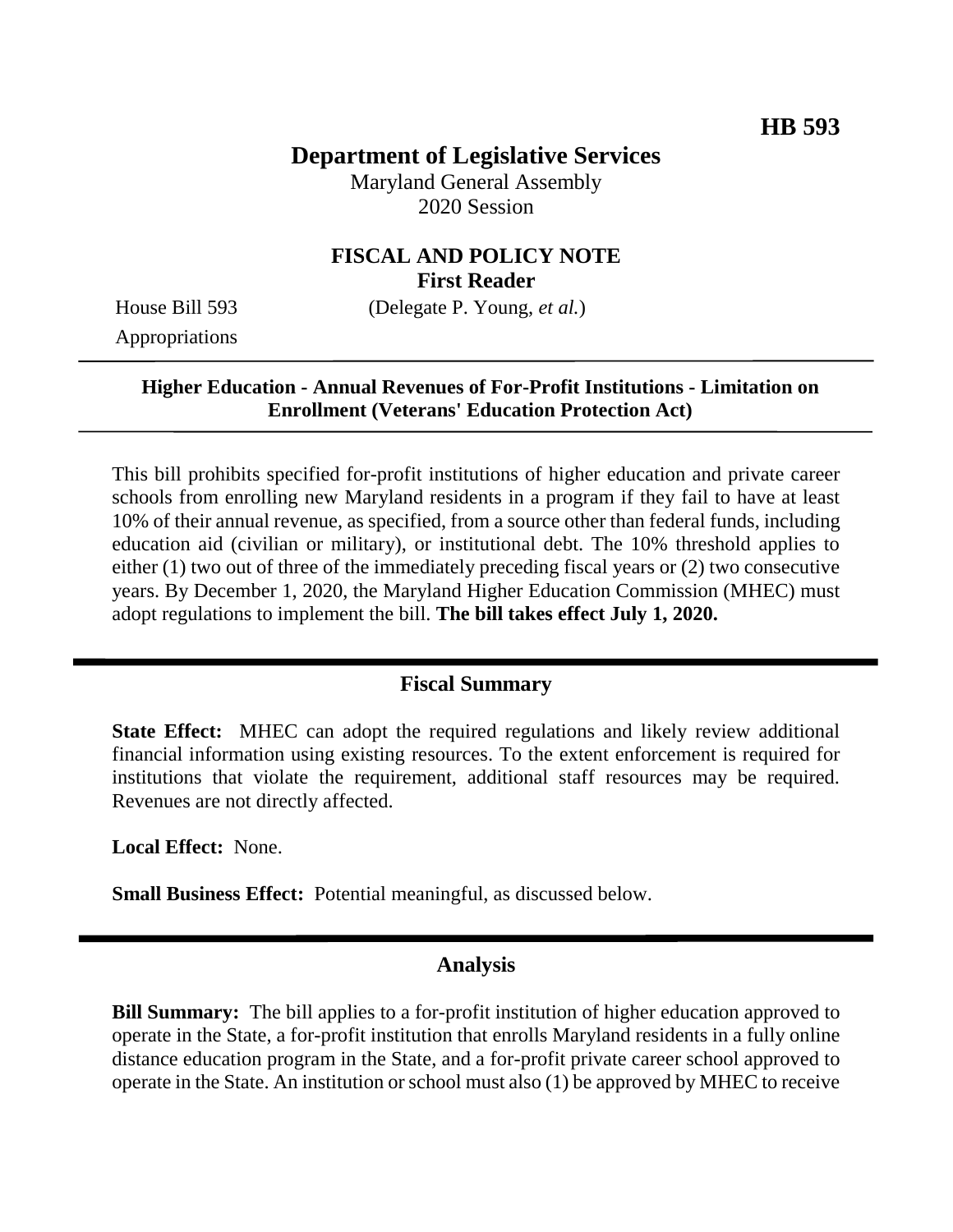**HB 593**

# Department of Legislative Services

Maryland General Assembly
2020 Session

## FISCAL AND POLICY NOTE
**First Reader**

House Bill 593 (Delegate P. Young, *et al.*)
Appropriations

**Higher Education - Annual Revenues of For-Profit Institutions - Limitation on Enrollment (Veterans' Education Protection Act)**

This bill prohibits specified for-profit institutions of higher education and private career schools from enrolling new Maryland residents in a program if they fail to have at least 10% of their annual revenue, as specified, from a source other than federal funds, including education aid (civilian or military), or institutional debt. The 10% threshold applies to either (1) two out of three of the immediately preceding fiscal years or (2) two consecutive years. By December 1, 2020, the Maryland Higher Education Commission (MHEC) must adopt regulations to implement the bill. **The bill takes effect July 1, 2020.**

## Fiscal Summary

**State Effect:** MHEC can adopt the required regulations and likely review additional financial information using existing resources. To the extent enforcement is required for institutions that violate the requirement, additional staff resources may be required. Revenues are not directly affected.

**Local Effect:** None.

**Small Business Effect:** Potential meaningful, as discussed below.

## Analysis

**Bill Summary:** The bill applies to a for-profit institution of higher education approved to operate in the State, a for-profit institution that enrolls Maryland residents in a fully online distance education program in the State, and a for-profit private career school approved to operate in the State. An institution or school must also (1) be approved by MHEC to receive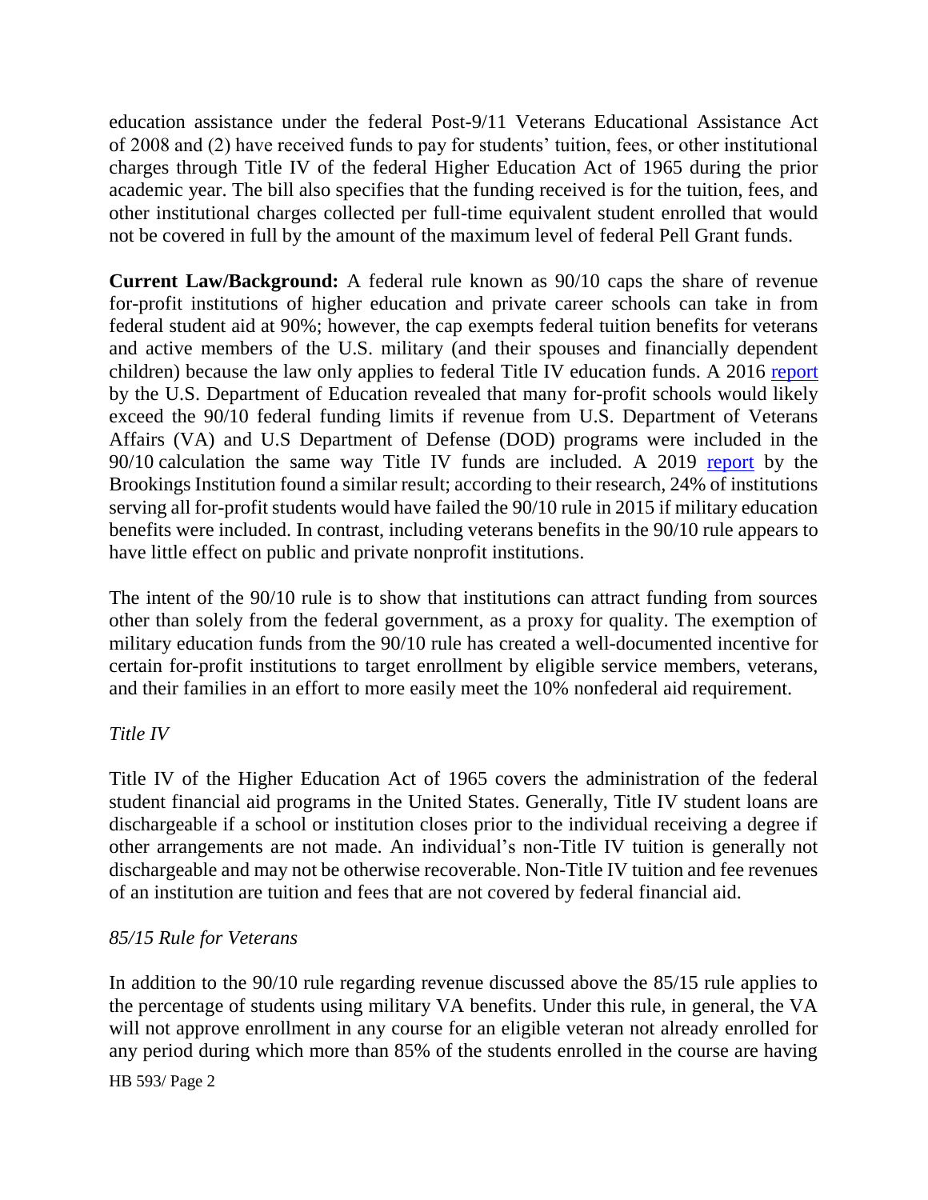education assistance under the federal Post-9/11 Veterans Educational Assistance Act of 2008 and (2) have received funds to pay for students' tuition, fees, or other institutional charges through Title IV of the federal Higher Education Act of 1965 during the prior academic year. The bill also specifies that the funding received is for the tuition, fees, and other institutional charges collected per full-time equivalent student enrolled that would not be covered in full by the amount of the maximum level of federal Pell Grant funds.

**Current Law/Background:** A federal rule known as 90/10 caps the share of revenue for-profit institutions of higher education and private career schools can take in from federal student aid at 90%; however, the cap exempts federal tuition benefits for veterans and active members of the U.S. military (and their spouses and financially dependent children) because the law only applies to federal Title IV education funds. A 2016 report by the U.S. Department of Education revealed that many for-profit schools would likely exceed the 90/10 federal funding limits if revenue from U.S. Department of Veterans Affairs (VA) and U.S Department of Defense (DOD) programs were included in the 90/10 calculation the same way Title IV funds are included. A 2019 report by the Brookings Institution found a similar result; according to their research, 24% of institutions serving all for-profit students would have failed the 90/10 rule in 2015 if military education benefits were included. In contrast, including veterans benefits in the 90/10 rule appears to have little effect on public and private nonprofit institutions.

The intent of the 90/10 rule is to show that institutions can attract funding from sources other than solely from the federal government, as a proxy for quality. The exemption of military education funds from the 90/10 rule has created a well-documented incentive for certain for-profit institutions to target enrollment by eligible service members, veterans, and their families in an effort to more easily meet the 10% nonfederal aid requirement.

*Title IV*

Title IV of the Higher Education Act of 1965 covers the administration of the federal student financial aid programs in the United States. Generally, Title IV student loans are dischargeable if a school or institution closes prior to the individual receiving a degree if other arrangements are not made. An individual's non-Title IV tuition is generally not dischargeable and may not be otherwise recoverable. Non-Title IV tuition and fee revenues of an institution are tuition and fees that are not covered by federal financial aid.

*85/15 Rule for Veterans*

In addition to the 90/10 rule regarding revenue discussed above the 85/15 rule applies to the percentage of students using military VA benefits. Under this rule, in general, the VA will not approve enrollment in any course for an eligible veteran not already enrolled for any period during which more than 85% of the students enrolled in the course are having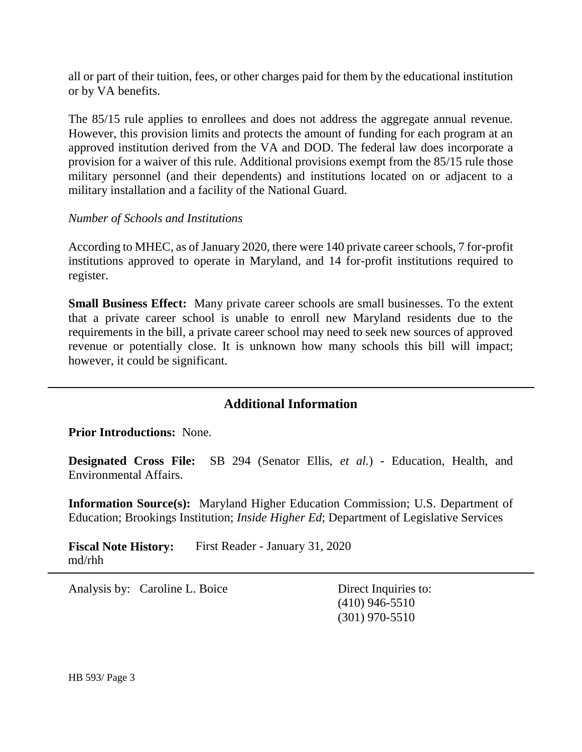all or part of their tuition, fees, or other charges paid for them by the educational institution or by VA benefits.

The 85/15 rule applies to enrollees and does not address the aggregate annual revenue. However, this provision limits and protects the amount of funding for each program at an approved institution derived from the VA and DOD. The federal law does incorporate a provision for a waiver of this rule. Additional provisions exempt from the 85/15 rule those military personnel (and their dependents) and institutions located on or adjacent to a military installation and a facility of the National Guard.

*Number of Schools and Institutions*

According to MHEC, as of January 2020, there were 140 private career schools, 7 for-profit institutions approved to operate in Maryland, and 14 for-profit institutions required to register.

**Small Business Effect:** Many private career schools are small businesses. To the extent that a private career school is unable to enroll new Maryland residents due to the requirements in the bill, a private career school may need to seek new sources of approved revenue or potentially close. It is unknown how many schools this bill will impact; however, it could be significant.

## Additional Information

**Prior Introductions:** None.

**Designated Cross File:** SB 294 (Senator Ellis, *et al.*) - Education, Health, and Environmental Affairs.

**Information Source(s):** Maryland Higher Education Commission; U.S. Department of Education; Brookings Institution; *Inside Higher Ed*; Department of Legislative Services

**Fiscal Note History:** First Reader - January 31, 2020
md/rhh

Analysis by: Caroline L. Boice

Direct Inquiries to:
(410) 946-5510
(301) 970-5510